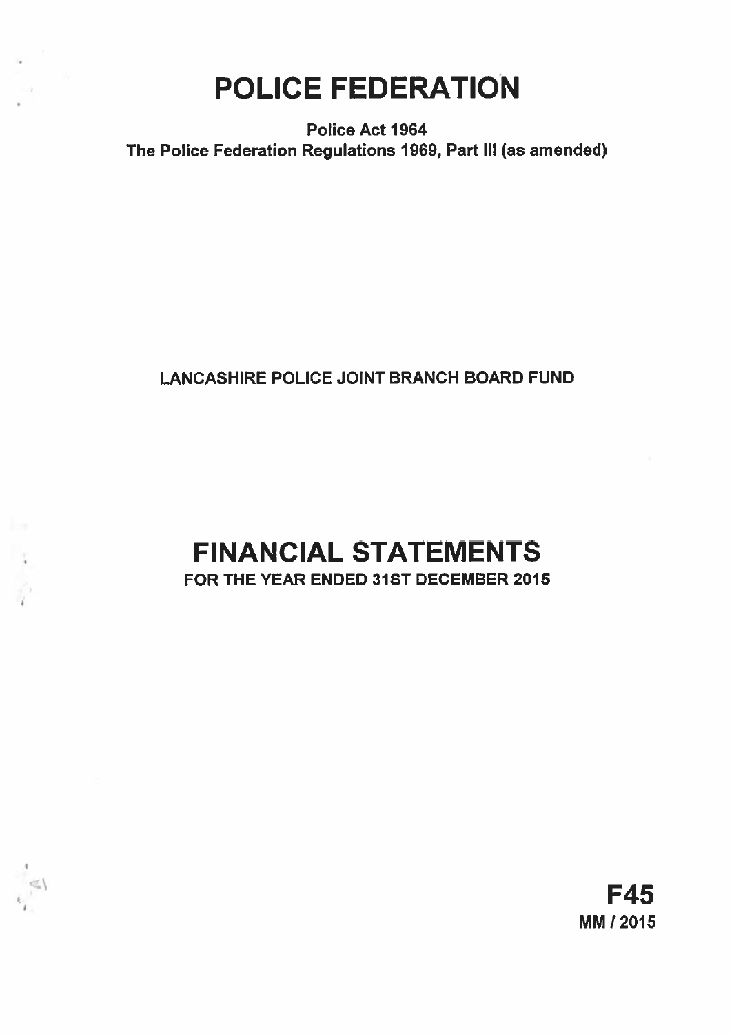# POLICE FEDERATION

**Police Act 1964**
**The Police Federation Regulations 1969, Part III (as amended)**

LANCASHIRE POLICE JOINT BRANCH BOARD FUND

# FINANCIAL STATEMENTS

**FOR THE YEAR ENDED 31ST DECEMBER 2015**

**F45**
**MM / 2015**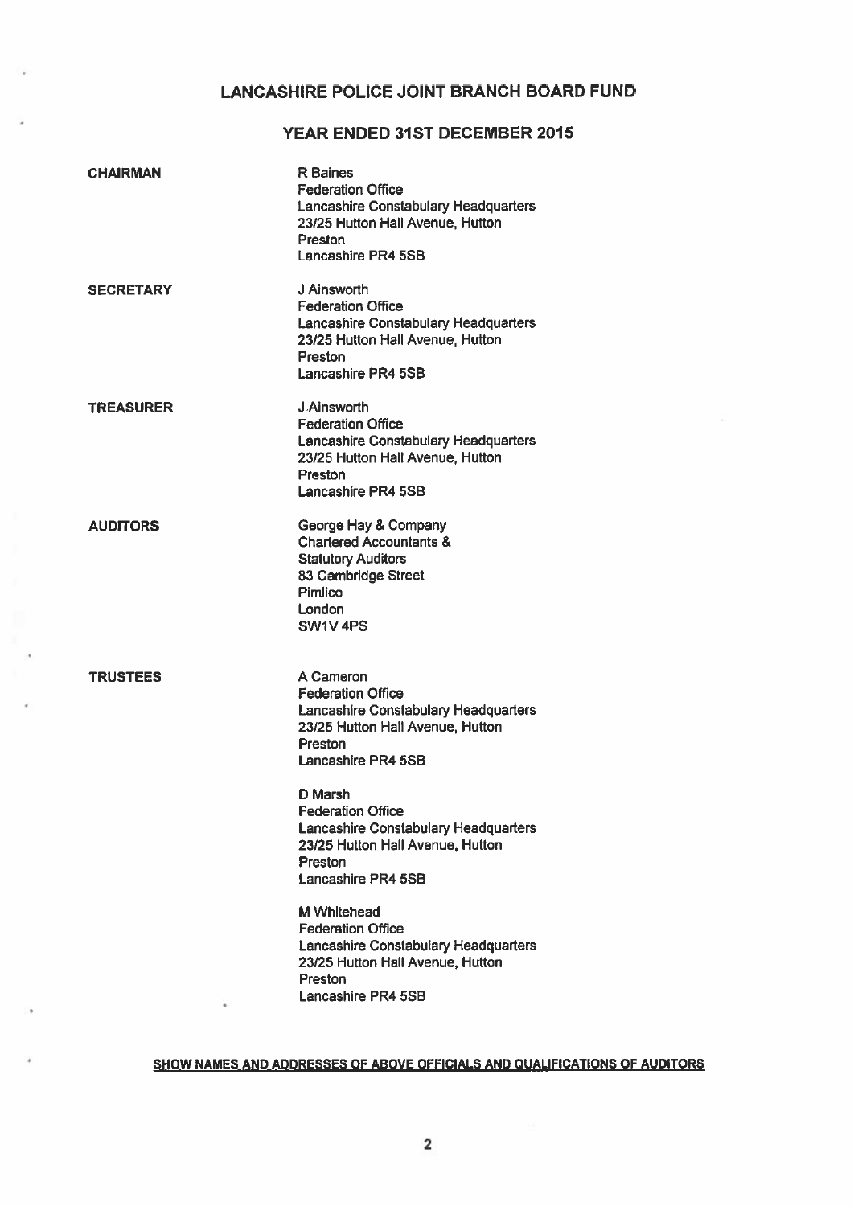# LANCASHIRE POLICE JOINT BRANCH BOARD FUND

## YEAR ENDED 31ST DECEMBER 2015

| | |
|---|---|
| **CHAIRMAN** | R Baines<br>Federation Office<br>Lancashire Constabulary Headquarters<br>23/25 Hutton Hall Avenue, Hutton<br>Preston<br>Lancashire PR4 5SB |
| **SECRETARY** | J Ainsworth<br>Federation Office<br>Lancashire Constabulary Headquarters<br>23/25 Hutton Hall Avenue, Hutton<br>Preston<br>Lancashire PR4 5SB |
| **TREASURER** | J Ainsworth<br>Federation Office<br>Lancashire Constabulary Headquarters<br>23/25 Hutton Hall Avenue, Hutton<br>Preston<br>Lancashire PR4 5SB |
| **AUDITORS** | George Hay & Company<br>Chartered Accountants &<br>Statutory Auditors<br>83 Cambridge Street<br>Pimlico<br>London<br>SW1V 4PS |
| **TRUSTEES** | A Cameron<br>Federation Office<br>Lancashire Constabulary Headquarters<br>23/25 Hutton Hall Avenue, Hutton<br>Preston<br>Lancashire PR4 5SB<br><br>D Marsh<br>Federation Office<br>Lancashire Constabulary Headquarters<br>23/25 Hutton Hall Avenue, Hutton<br>Preston<br>Lancashire PR4 5SB<br><br>M Whitehead<br>Federation Office<br>Lancashire Constabulary Headquarters<br>23/25 Hutton Hall Avenue, Hutton<br>Preston<br>Lancashire PR4 5SB |

**SHOW NAMES AND ADDRESSES OF ABOVE OFFICIALS AND QUALIFICATIONS OF AUDITORS**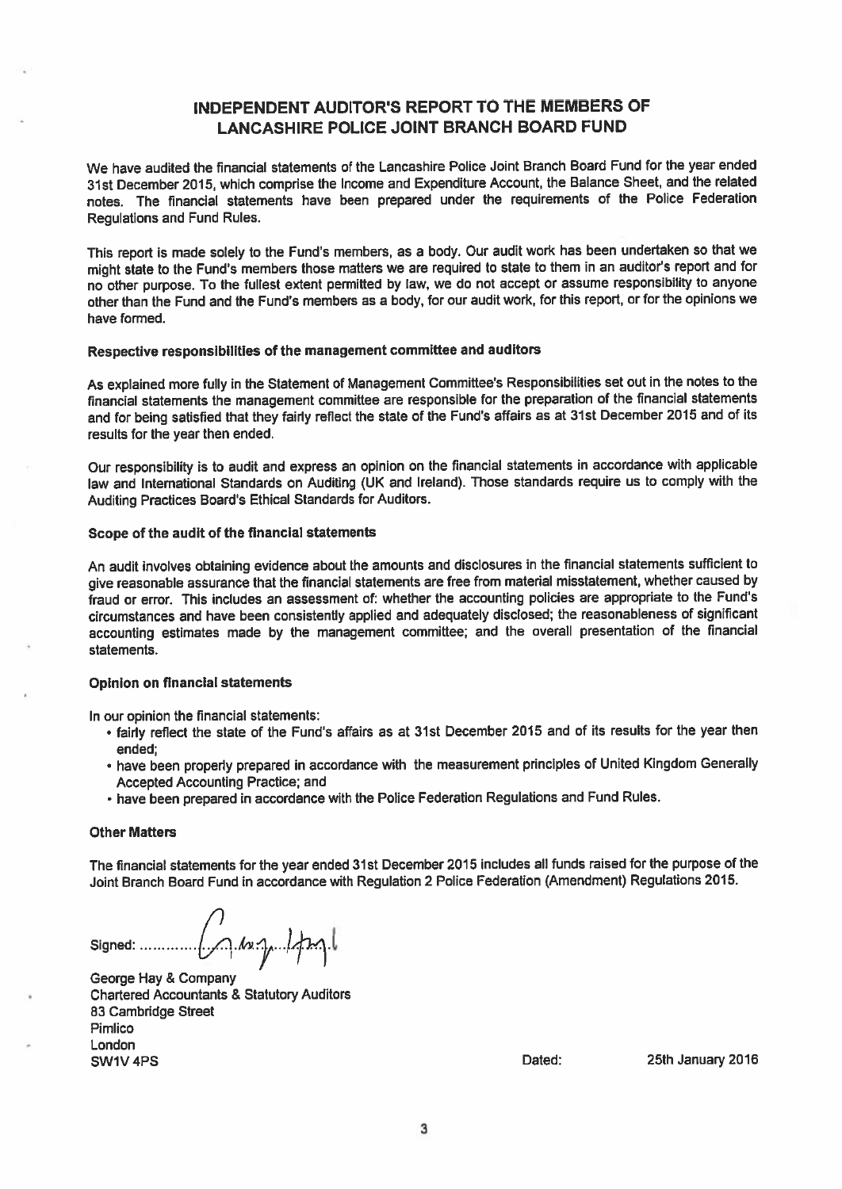# INDEPENDENT AUDITOR'S REPORT TO THE MEMBERS OF LANCASHIRE POLICE JOINT BRANCH BOARD FUND

We have audited the financial statements of the Lancashire Police Joint Branch Board Fund for the year ended 31st December 2015, which comprise the Income and Expenditure Account, the Balance Sheet, and the related notes. The financial statements have been prepared under the requirements of the Police Federation Regulations and Fund Rules.

This report is made solely to the Fund's members, as a body. Our audit work has been undertaken so that we might state to the Fund's members those matters we are required to state to them in an auditor's report and for no other purpose. To the fullest extent permitted by law, we do not accept or assume responsibility to anyone other than the Fund and the Fund's members as a body, for our audit work, for this report, or for the opinions we have formed.

### Respective responsibilities of the management committee and auditors

As explained more fully in the Statement of Management Committee's Responsibilities set out in the notes to the financial statements the management committee are responsible for the preparation of the financial statements and for being satisfied that they fairly reflect the state of the Fund's affairs as at 31st December 2015 and of its results for the year then ended.

Our responsibility is to audit and express an opinion on the financial statements in accordance with applicable law and International Standards on Auditing (UK and Ireland). Those standards require us to comply with the Auditing Practices Board's Ethical Standards for Auditors.

### Scope of the audit of the financial statements

An audit involves obtaining evidence about the amounts and disclosures in the financial statements sufficient to give reasonable assurance that the financial statements are free from material misstatement, whether caused by fraud or error. This includes an assessment of: whether the accounting policies are appropriate to the Fund's circumstances and have been consistently applied and adequately disclosed; the reasonableness of significant accounting estimates made by the management committee; and the overall presentation of the financial statements.

### Opinion on financial statements

In our opinion the financial statements:

- fairly reflect the state of the Fund's affairs as at 31st December 2015 and of its results for the year then ended;
- have been properly prepared in accordance with the measurement principles of United Kingdom Generally Accepted Accounting Practice; and
- have been prepared in accordance with the Police Federation Regulations and Fund Rules.

### Other Matters

The financial statements for the year ended 31st December 2015 includes all funds raised for the purpose of the Joint Branch Board Fund in accordance with Regulation 2 Police Federation (Amendment) Regulations 2015.

Signed: ...............

George Hay & Company
Chartered Accountants & Statutory Auditors
83 Cambridge Street
Pimlico
London
SW1V 4PS

Dated: 25th January 2016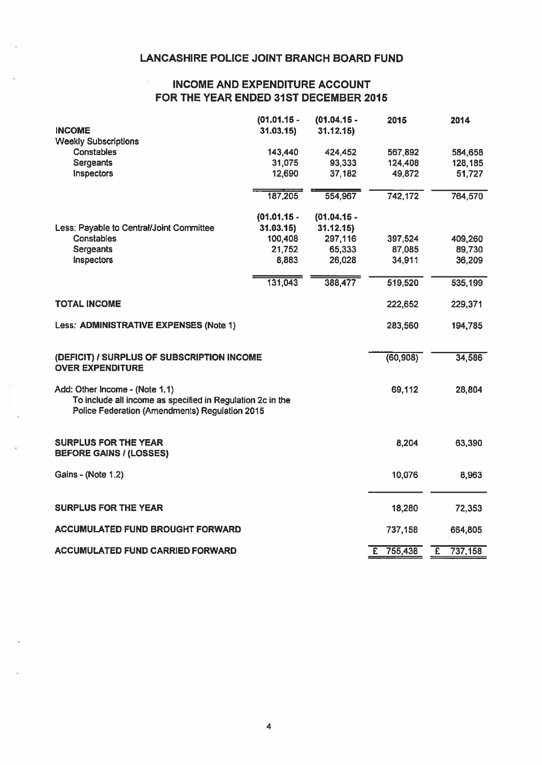# LANCASHIRE POLICE JOINT BRANCH BOARD FUND

## INCOME AND EXPENDITURE ACCOUNT FOR THE YEAR ENDED 31ST DECEMBER 2015

| | (01.01.15 - 31.03.15) | (01.04.15 - 31.12.15) | 2015 | 2014 |
|---|---|---|---|---|
| **INCOME** | | | | |
| Weekly Subscriptions | | | | |
| Constables | 143,440 | 424,452 | 567,892 | 584,658 |
| Sergeants | 31,075 | 93,333 | 124,408 | 128,185 |
| Inspectors | 12,690 | 37,182 | 49,872 | 51,727 |
| | 187,205 | 554,967 | 742,172 | 764,570 |
| | (01.01.15 - 31.03.15) | (01.04.15 - 31.12.15) | | |
| Less: Payable to Central/Joint Committee | | | | |
| Constables | 100,408 | 297,116 | 397,524 | 409,260 |
| Sergeants | 21,752 | 65,333 | 87,085 | 89,730 |
| Inspectors | 8,883 | 26,028 | 34,911 | 36,209 |
| | 131,043 | 388,477 | 519,520 | 535,199 |
| **TOTAL INCOME** | | | 222,652 | 229,371 |
| Less: **ADMINISTRATIVE EXPENSES** (Note 1) | | | 283,560 | 194,785 |
| **(DEFICIT) / SURPLUS OF SUBSCRIPTION INCOME OVER EXPENDITURE** | | | (60,908) | 34,586 |
| Add: Other Income - (Note 1.1) To include all income as specified in Regulation 2c in the Police Federation (Amendments) Regulation 2015 | | | 69,112 | 28,804 |
| **SURPLUS FOR THE YEAR BEFORE GAINS / (LOSSES)** | | | 8,204 | 63,390 |
| Gains - (Note 1.2) | | | 10,076 | 8,963 |
| **SURPLUS FOR THE YEAR** | | | 18,280 | 72,353 |
| **ACCUMULATED FUND BROUGHT FORWARD** | | | 737,158 | 664,805 |
| **ACCUMULATED FUND CARRIED FORWARD** | | | £ 755,438 | £ 737,158 |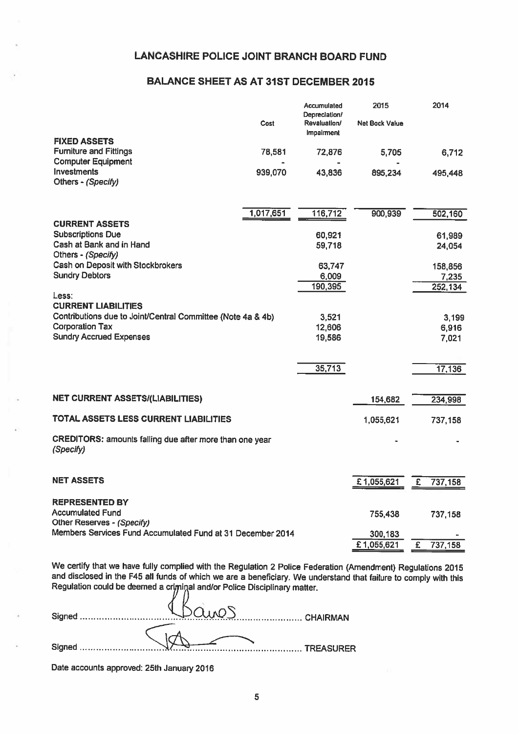# LANCASHIRE POLICE JOINT BRANCH BOARD FUND

## BALANCE SHEET AS AT 31ST DECEMBER 2015

| | Cost | Accumulated Depreciation/ Revaluation/ Impairment | 2015 Net Book Value | 2014 |
|---|---|---|---|---|
| **FIXED ASSETS** | | | | |
| Furniture and Fittings | 78,581 | 72,876 | 5,705 | 6,712 |
| Computer Equipment | - | - | - | |
| Investments | 939,070 | 43,836 | 895,234 | 495,448 |
| Others - *(Specify)* | | | | |
| | 1,017,651 | 116,712 | 900,939 | 502,160 |
| **CURRENT ASSETS** | | | | |
| Subscriptions Due | | 60,921 | | 61,989 |
| Cash at Bank and in Hand | | 59,718 | | 24,054 |
| Others - *(Specify)* | | | | |
| Cash on Deposit with Stockbrokers | | 63,747 | | 158,856 |
| Sundry Debtors | | 6,009 | | 7,235 |
| | | 190,395 | | 252,134 |
| Less: | | | | |
| **CURRENT LIABILITIES** | | | | |
| Contributions due to Joint/Central Committee (Note 4a & 4b) | | 3,521 | | 3,199 |
| Corporation Tax | | 12,606 | | 6,916 |
| Sundry Accrued Expenses | | 19,586 | | 7,021 |
| | | 35,713 | | 17,136 |
| **NET CURRENT ASSETS/(LIABILITIES)** | | | 154,682 | 234,998 |
| **TOTAL ASSETS LESS CURRENT LIABILITIES** | | | 1,055,621 | 737,158 |
| **CREDITORS:** amounts falling due after more than one year *(Specify)* | | | - | - |
| **NET ASSETS** | | | £ 1,055,621 | £ 737,158 |
| **REPRESENTED BY** | | | | |
| Accumulated Fund | | | 755,438 | 737,158 |
| Other Reserves - *(Specify)* | | | | |
| Members Services Fund Accumulated Fund at 31 December 2014 | | | 300,183 | - |
| | | | £ 1,055,621 | £ 737,158 |

We certify that we have fully complied with the Regulation 2 Police Federation (Amendment) Regulations 2015 and disclosed in the F45 all funds of which we are a beneficiary. We understand that failure to comply with this Regulation could be deemed a criminal and/or Police Disciplinary matter.

Signed ........................................ CHAIRMAN

Signed ........................................ TREASURER

Date accounts approved: 25th January 2016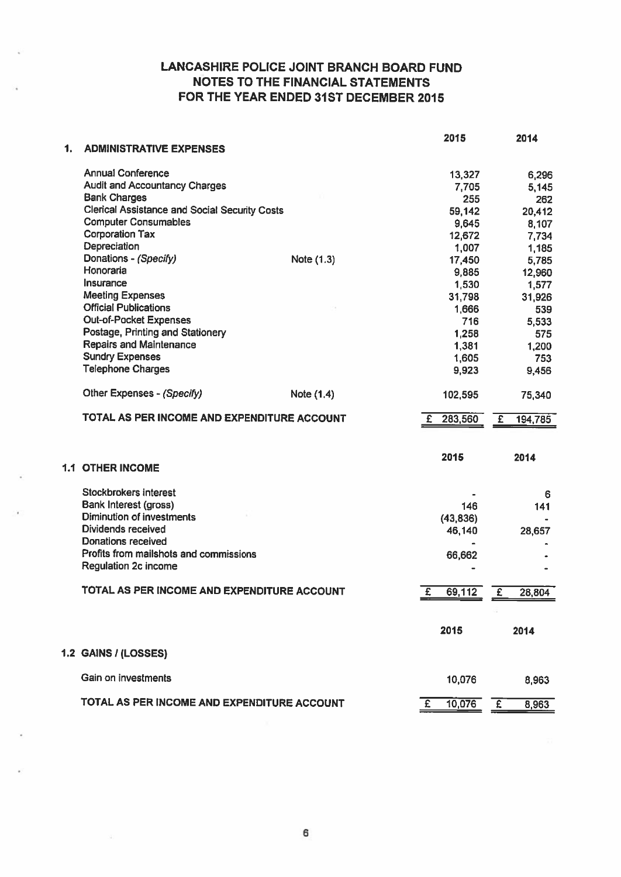# LANCASHIRE POLICE JOINT BRANCH BOARD FUND
## NOTES TO THE FINANCIAL STATEMENTS
## FOR THE YEAR ENDED 31ST DECEMBER 2015

### 1. ADMINISTRATIVE EXPENSES

| | | 2015 | 2014 |
|---|---|---|---|
| Annual Conference | | 13,327 | 6,296 |
| Audit and Accountancy Charges | | 7,705 | 5,145 |
| Bank Charges | | 255 | 262 |
| Clerical Assistance and Social Security Costs | | 59,142 | 20,412 |
| Computer Consumables | | 9,645 | 8,107 |
| Corporation Tax | | 12,672 | 7,734 |
| Depreciation | | 1,007 | 1,185 |
| Donations - *(Specify)* | Note (1.3) | 17,450 | 5,785 |
| Honoraria | | 9,885 | 12,960 |
| Insurance | | 1,530 | 1,577 |
| Meeting Expenses | | 31,798 | 31,926 |
| Official Publications | | 1,666 | 539 |
| Out-of-Pocket Expenses | | 716 | 5,533 |
| Postage, Printing and Stationery | | 1,258 | 575 |
| Repairs and Maintenance | | 1,381 | 1,200 |
| Sundry Expenses | | 1,605 | 753 |
| Telephone Charges | | 9,923 | 9,456 |
| Other Expenses - *(Specify)* | Note (1.4) | 102,595 | 75,340 |
| **TOTAL AS PER INCOME AND EXPENDITURE ACCOUNT** | | £ 283,560 | £ 194,785 |

### 1.1 OTHER INCOME

| | 2015 | 2014 |
|---|---|---|
| Stockbrokers interest | - | 6 |
| Bank Interest (gross) | 146 | 141 |
| Diminution of investments | (43,836) | - |
| Dividends received | 46,140 | 28,657 |
| Donations received | - | - |
| Profits from mailshots and commissions | 66,662 | - |
| Regulation 2c income | - | - |
| **TOTAL AS PER INCOME AND EXPENDITURE ACCOUNT** | £ 69,112 | £ 28,804 |

### 1.2 GAINS / (LOSSES)

| | 2015 | 2014 |
|---|---|---|
| Gain on investments | 10,076 | 8,963 |
| **TOTAL AS PER INCOME AND EXPENDITURE ACCOUNT** | £ 10,076 | £ 8,963 |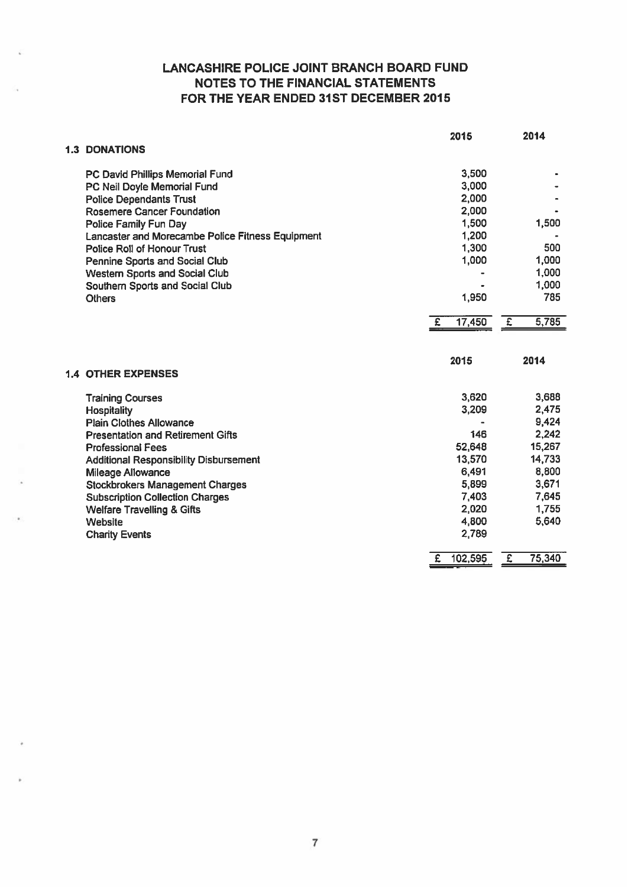# LANCASHIRE POLICE JOINT BRANCH BOARD FUND
## NOTES TO THE FINANCIAL STATEMENTS
## FOR THE YEAR ENDED 31ST DECEMBER 2015

### 1.3 DONATIONS

| | 2015 | 2014 |
|---|---|---|
| PC David Phillips Memorial Fund | 3,500 | - |
| PC Neil Doyle Memorial Fund | 3,000 | - |
| Police Dependants Trust | 2,000 | - |
| Rosemere Cancer Foundation | 2,000 | - |
| Police Family Fun Day | 1,500 | 1,500 |
| Lancaster and Morecambe Police Fitness Equipment | 1,200 | - |
| Police Roll of Honour Trust | 1,300 | 500 |
| Pennine Sports and Social Club | 1,000 | 1,000 |
| Western Sports and Social Club | - | 1,000 |
| Southern Sports and Social Club | - | 1,000 |
| Others | 1,950 | 785 |
| | £ 17,450 | £ 5,785 |

### 1.4 OTHER EXPENSES

| | 2015 | 2014 |
|---|---|---|
| Training Courses | 3,620 | 3,688 |
| Hospitality | 3,209 | 2,475 |
| Plain Clothes Allowance | - | 9,424 |
| Presentation and Retirement Gifts | 146 | 2,242 |
| Professional Fees | 52,648 | 15,267 |
| Additional Responsibility Disbursement | 13,570 | 14,733 |
| Mileage Allowance | 6,491 | 8,800 |
| Stockbrokers Management Charges | 5,899 | 3,671 |
| Subscription Collection Charges | 7,403 | 7,645 |
| Welfare Travelling & Gifts | 2,020 | 1,755 |
| Website | 4,800 | 5,640 |
| Charity Events | 2,789 | |
| | £ 102,595 | £ 75,340 |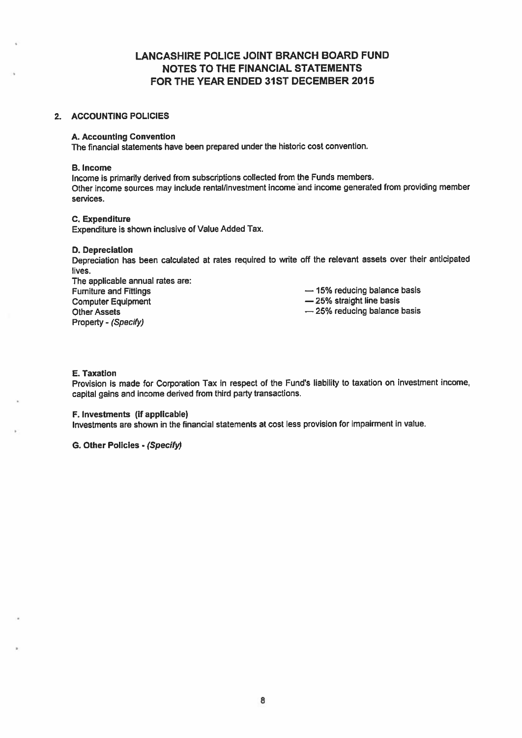# LANCASHIRE POLICE JOINT BRANCH BOARD FUND
# NOTES TO THE FINANCIAL STATEMENTS
# FOR THE YEAR ENDED 31ST DECEMBER 2015

## 2. ACCOUNTING POLICIES

### A. Accounting Convention

The financial statements have been prepared under the historic cost convention.

### B. Income

Income is primarily derived from subscriptions collected from the Funds members.
Other income sources may include rental/investment income and income generated from providing member services.

### C. Expenditure

Expenditure is shown inclusive of Value Added Tax.

### D. Depreciation

Depreciation has been calculated at rates required to write off the relevant assets over their anticipated lives.

The applicable annual rates are:

| | |
|---|---|
| Furniture and Fittings | — 15% reducing balance basis |
| Computer Equipment | — 25% straight line basis |
| Other Assets | — 25% reducing balance basis |
| Property - *(Specify)* | |

### E. Taxation

Provision is made for Corporation Tax in respect of the Fund's liability to taxation on investment income, capital gains and income derived from third party transactions.

### F. Investments (if applicable)

Investments are shown in the financial statements at cost less provision for impairment in value.

### G. Other Policies - *(Specify)*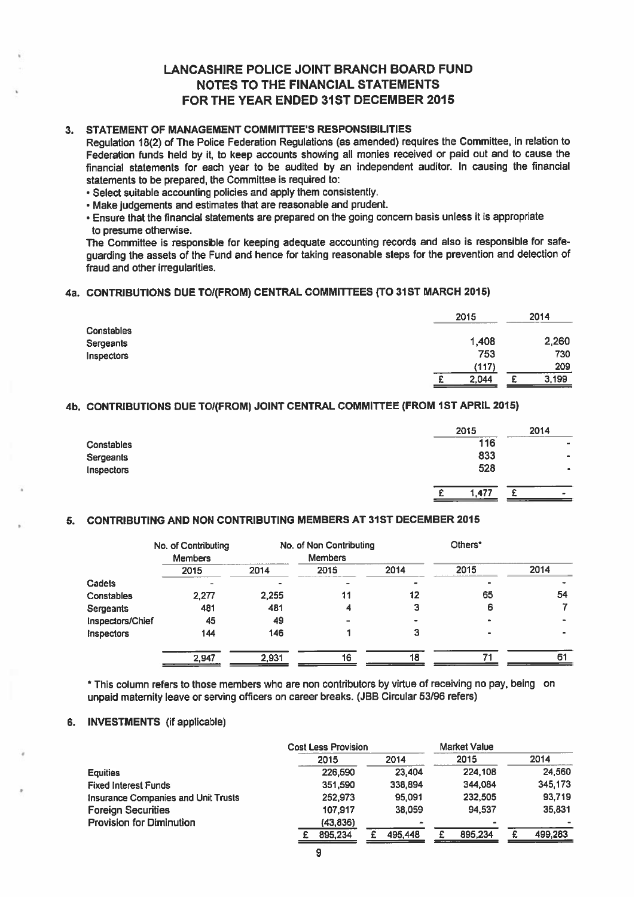# LANCASHIRE POLICE JOINT BRANCH BOARD FUND
# NOTES TO THE FINANCIAL STATEMENTS
# FOR THE YEAR ENDED 31ST DECEMBER 2015

## 3. STATEMENT OF MANAGEMENT COMMITTEE'S RESPONSIBILITIES

Regulation 18(2) of The Police Federation Regulations (as amended) requires the Committee, in relation to Federation funds held by it, to keep accounts showing all monies received or paid out and to cause the financial statements for each year to be audited by an independent auditor. In causing the financial statements to be prepared, the Committee is required to:

- Select suitable accounting policies and apply them consistently.
- Make judgements and estimates that are reasonable and prudent.
- Ensure that the financial statements are prepared on the going concern basis unless it is appropriate to presume otherwise.

The Committee is responsible for keeping adequate accounting records and also is responsible for safe-guarding the assets of the Fund and hence for taking reasonable steps for the prevention and detection of fraud and other irregularities.

## 4a. CONTRIBUTIONS DUE TO/(FROM) CENTRAL COMMITTEES (TO 31ST MARCH 2015)

| | 2015 | 2014 |
|---|---|---|
| Constables | | |
| Sergeants | 1,408 | 2,260 |
| Inspectors | 753 | 730 |
| | (117) | 209 |
| | £ 2,044 | £ 3,199 |

## 4b. CONTRIBUTIONS DUE TO/(FROM) JOINT CENTRAL COMMITTEE (FROM 1ST APRIL 2015)

| | 2015 | 2014 |
|---|---|---|
| Constables | 116 | - |
| Sergeants | 833 | - |
| Inspectors | 528 | - |
| | £ 1,477 | £ - |

## 5. CONTRIBUTING AND NON CONTRIBUTING MEMBERS AT 31ST DECEMBER 2015

| | No. of Contributing Members | | No. of Non Contributing Members | | Others* | |
|---|---|---|---|---|---|---|
| | 2015 | 2014 | 2015 | 2014 | 2015 | 2014 |
| Cadets | - | - | - | - | - | - |
| Constables | 2,277 | 2,255 | 11 | 12 | 65 | 54 |
| Sergeants | 481 | 481 | 4 | 3 | 6 | 7 |
| Inspectors/Chief | 45 | 49 | - | - | - | - |
| Inspectors | 144 | 146 | 1 | 3 | - | - |
| | 2,947 | 2,931 | 16 | 18 | 71 | 61 |

\* This column refers to those members who are non contributors by virtue of receiving no pay, being on unpaid maternity leave or serving officers on career breaks. (JBB Circular 53/96 refers)

## 6. INVESTMENTS (if applicable)

| | Cost Less Provision | | Market Value | |
|---|---|---|---|---|
| | 2015 | 2014 | 2015 | 2014 |
| Equities | 226,590 | 23,404 | 224,108 | 24,560 |
| Fixed Interest Funds | 351,590 | 338,894 | 344,084 | 345,173 |
| Insurance Companies and Unit Trusts | 252,973 | 95,091 | 232,505 | 93,719 |
| Foreign Securities | 107,917 | 38,059 | 94,537 | 35,831 |
| Provision for Diminution | (43,836) | - | - | - |
| | £ 895,234 | £ 495,448 | £ 895,234 | £ 499,283 |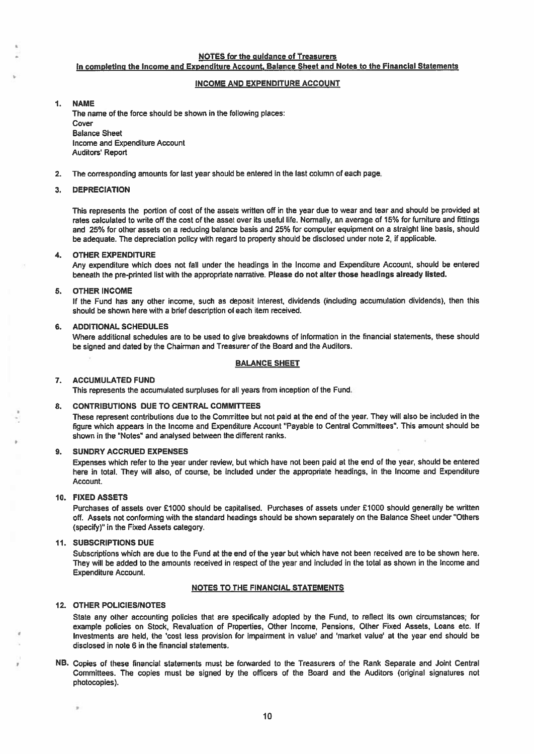## NOTES for the guidance of Treasurers
## In completing the Income and Expenditure Account, Balance Sheet and Notes to the Financial Statements

### INCOME AND EXPENDITURE ACCOUNT

**1. NAME**

The name of the force should be shown in the following places:
Cover
Balance Sheet
Income and Expenditure Account
Auditors' Report

2. The corresponding amounts for last year should be entered in the last column of each page.

**3. DEPRECIATION**

This represents the portion of cost of the assets written off in the year due to wear and tear and should be provided at rates calculated to write off the cost of the asset over its useful life. Normally, an average of 15% for furniture and fittings and 25% for other assets on a reducing balance basis and 25% for computer equipment on a straight line basis, should be adequate. The depreciation policy with regard to property should be disclosed under note 2, if applicable.

**4. OTHER EXPENDITURE**

Any expenditure which does not fall under the headings in the Income and Expenditure Account, should be entered beneath the pre-printed list with the appropriate narrative. **Please do not alter those headings already listed.**

**5. OTHER INCOME**

If the Fund has any other income, such as deposit interest, dividends (including accumulation dividends), then this should be shown here with a brief description of each item received.

**6. ADDITIONAL SCHEDULES**

Where additional schedules are to be used to give breakdowns of information in the financial statements, these should be signed and dated by the Chairman and Treasurer of the Board and the Auditors.

### BALANCE SHEET

**7. ACCUMULATED FUND**

This represents the accumulated surpluses for all years from inception of the Fund.

**8. CONTRIBUTIONS DUE TO CENTRAL COMMITTEES**

These represent contributions due to the Committee but not paid at the end of the year. They will also be included in the figure which appears in the Income and Expenditure Account "Payable to Central Committees". This amount should be shown in the "Notes" and analysed between the different ranks.

**9. SUNDRY ACCRUED EXPENSES**

Expenses which refer to the year under review, but which have not been paid at the end of the year, should be entered here in total. They will also, of course, be included under the appropriate headings, in the Income and Expenditure Account.

**10. FIXED ASSETS**

Purchases of assets over £1000 should be capitalised. Purchases of assets under £1000 should generally be written off. Assets not conforming with the standard headings should be shown separately on the Balance Sheet under "Others (specify)" in the Fixed Assets category.

**11. SUBSCRIPTIONS DUE**

Subscriptions which are due to the Fund at the end of the year but which have not been received are to be shown here. They will be added to the amounts received in respect of the year and included in the total as shown in the Income and Expenditure Account.

### NOTES TO THE FINANCIAL STATEMENTS

**12. OTHER POLICIES/NOTES**

State any other accounting policies that are specifically adopted by the Fund, to reflect its own circumstances; for example policies on Stock, Revaluation of Properties, Other Income, Pensions, Other Fixed Assets, Loans etc. If Investments are held, the 'cost less provision for impairment in value' and 'market value' at the year end should be disclosed in note 6 in the financial statements.

**NB.** Copies of these financial statements must be forwarded to the Treasurers of the Rank Separate and Joint Central Committees. The copies must be signed by the officers of the Board and the Auditors (original signatures not photocopies).